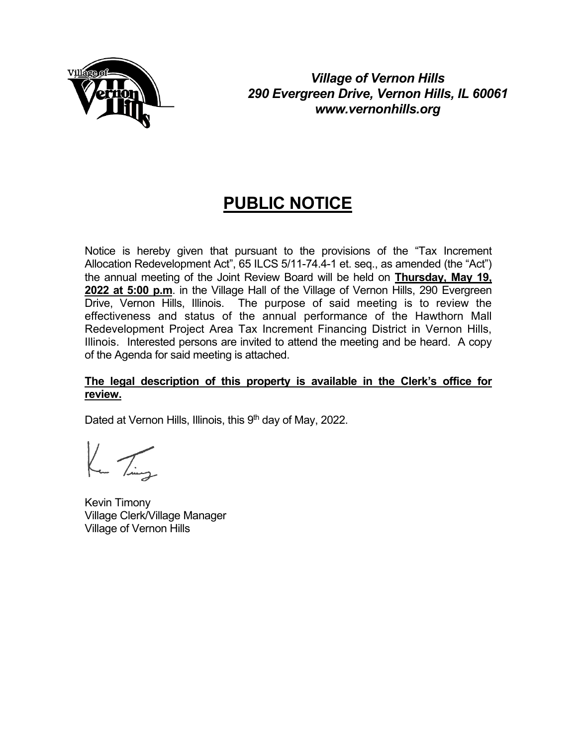***Village of Vernon Hills***
***290 Evergreen Drive, Vernon Hills, IL 60061***
***www.vernonhills.org***

# PUBLIC NOTICE

Notice is hereby given that pursuant to the provisions of the "Tax Increment Allocation Redevelopment Act", 65 ILCS 5/11-74.4-1 et. seq., as amended (the "Act") the annual meeting of the Joint Review Board will be held on **Thursday, May 19, 2022 at 5:00 p.m**. in the Village Hall of the Village of Vernon Hills, 290 Evergreen Drive, Vernon Hills, Illinois. The purpose of said meeting is to review the effectiveness and status of the annual performance of the Hawthorn Mall Redevelopment Project Area Tax Increment Financing District in Vernon Hills, Illinois. Interested persons are invited to attend the meeting and be heard. A copy of the Agenda for said meeting is attached.

**The legal description of this property is available in the Clerk's office for review.**

Dated at Vernon Hills, Illinois, this 9th day of May, 2022.

Kevin Timony
Village Clerk/Village Manager
Village of Vernon Hills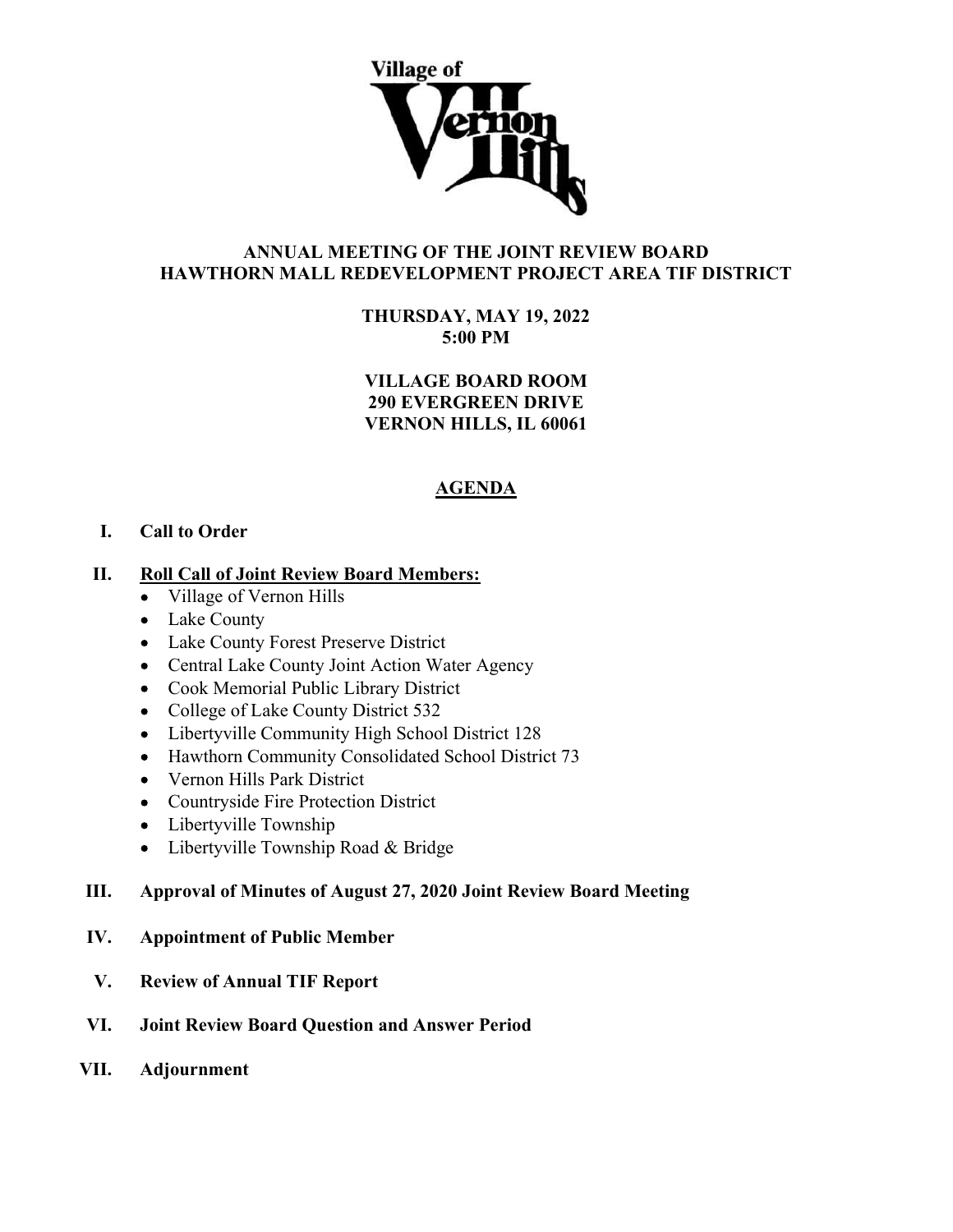Village of Vernon Hills

# ANNUAL MEETING OF THE JOINT REVIEW BOARD
# HAWTHORN MALL REDEVELOPMENT PROJECT AREA TIF DISTRICT

**THURSDAY, MAY 19, 2022**
**5:00 PM**

**VILLAGE BOARD ROOM**
**290 EVERGREEN DRIVE**
**VERNON HILLS, IL 60061**

## AGENDA

**I. Call to Order**

**II. Roll Call of Joint Review Board Members:**

- Village of Vernon Hills
- Lake County
- Lake County Forest Preserve District
- Central Lake County Joint Action Water Agency
- Cook Memorial Public Library District
- College of Lake County District 532
- Libertyville Community High School District 128
- Hawthorn Community Consolidated School District 73
- Vernon Hills Park District
- Countryside Fire Protection District
- Libertyville Township
- Libertyville Township Road & Bridge

**III. Approval of Minutes of August 27, 2020 Joint Review Board Meeting**

**IV. Appointment of Public Member**

**V. Review of Annual TIF Report**

**VI. Joint Review Board Question and Answer Period**

**VII. Adjournment**